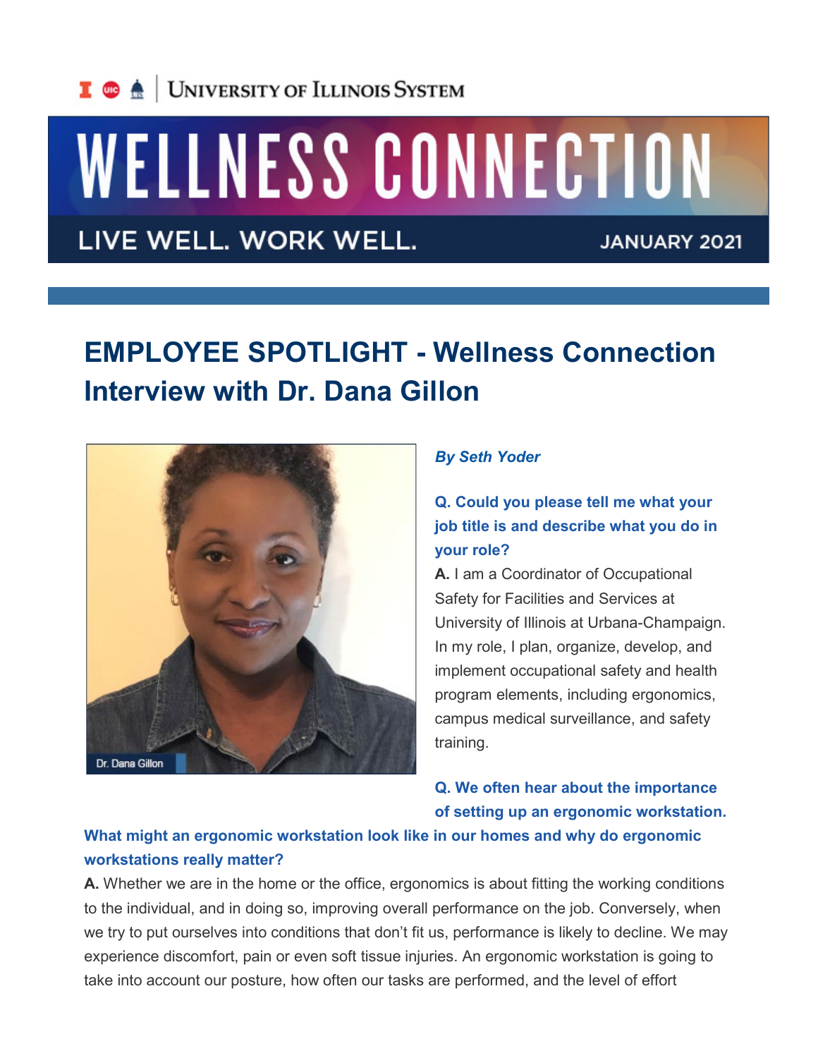University of Illinois System

# WELLNESS CONNECTION

LIVE WELL. WORK WELL.

JANUARY 2021

## EMPLOYEE SPOTLIGHT - Wellness Connection Interview with Dr. Dana Gillon

Dr. Dana Gillon

***By Seth Yoder***

**Q. Could you please tell me what your job title is and describe what you do in your role?**

**A.** I am a Coordinator of Occupational Safety for Facilities and Services at University of Illinois at Urbana-Champaign. In my role, I plan, organize, develop, and implement occupational safety and health program elements, including ergonomics, campus medical surveillance, and safety training.

**Q. We often hear about the importance of setting up an ergonomic workstation. What might an ergonomic workstation look like in our homes and why do ergonomic workstations really matter?**

**A.** Whether we are in the home or the office, ergonomics is about fitting the working conditions to the individual, and in doing so, improving overall performance on the job. Conversely, when we try to put ourselves into conditions that don't fit us, performance is likely to decline. We may experience discomfort, pain or even soft tissue injuries. An ergonomic workstation is going to take into account our posture, how often our tasks are performed, and the level of effort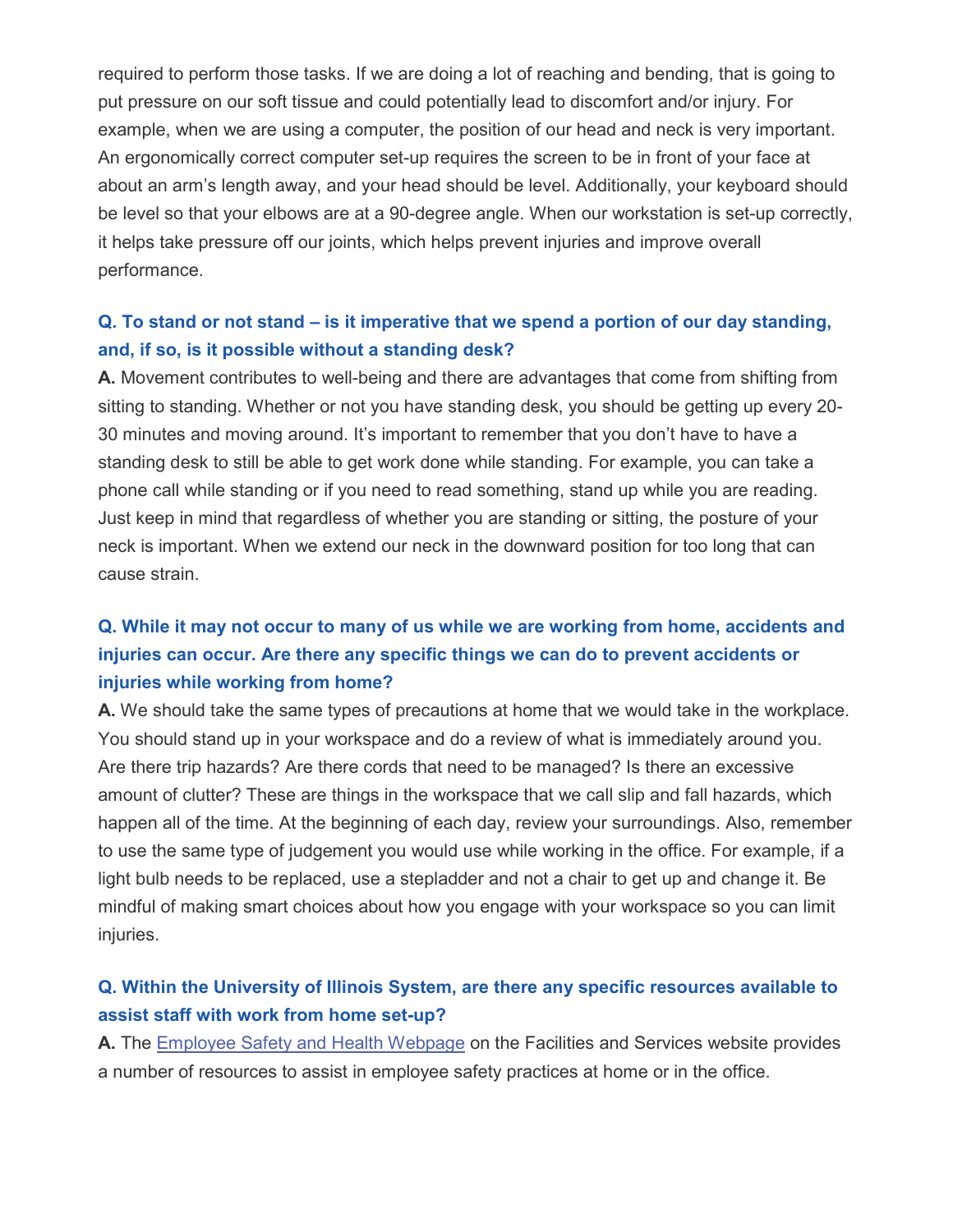required to perform those tasks. If we are doing a lot of reaching and bending, that is going to put pressure on our soft tissue and could potentially lead to discomfort and/or injury. For example, when we are using a computer, the position of our head and neck is very important. An ergonomically correct computer set-up requires the screen to be in front of your face at about an arm's length away, and your head should be level. Additionally, your keyboard should be level so that your elbows are at a 90-degree angle. When our workstation is set-up correctly, it helps take pressure off our joints, which helps prevent injuries and improve overall performance.

**Q. To stand or not stand – is it imperative that we spend a portion of our day standing, and, if so, is it possible without a standing desk?**

**A.** Movement contributes to well-being and there are advantages that come from shifting from sitting to standing. Whether or not you have standing desk, you should be getting up every 20-30 minutes and moving around. It's important to remember that you don't have to have a standing desk to still be able to get work done while standing. For example, you can take a phone call while standing or if you need to read something, stand up while you are reading. Just keep in mind that regardless of whether you are standing or sitting, the posture of your neck is important. When we extend our neck in the downward position for too long that can cause strain.

**Q. While it may not occur to many of us while we are working from home, accidents and injuries can occur. Are there any specific things we can do to prevent accidents or injuries while working from home?**

**A.** We should take the same types of precautions at home that we would take in the workplace. You should stand up in your workspace and do a review of what is immediately around you. Are there trip hazards? Are there cords that need to be managed? Is there an excessive amount of clutter? These are things in the workspace that we call slip and fall hazards, which happen all of the time. At the beginning of each day, review your surroundings. Also, remember to use the same type of judgement you would use while working in the office. For example, if a light bulb needs to be replaced, use a stepladder and not a chair to get up and change it. Be mindful of making smart choices about how you engage with your workspace so you can limit injuries.

**Q. Within the University of Illinois System, are there any specific resources available to assist staff with work from home set-up?**

**A.** The Employee Safety and Health Webpage on the Facilities and Services website provides a number of resources to assist in employee safety practices at home or in the office.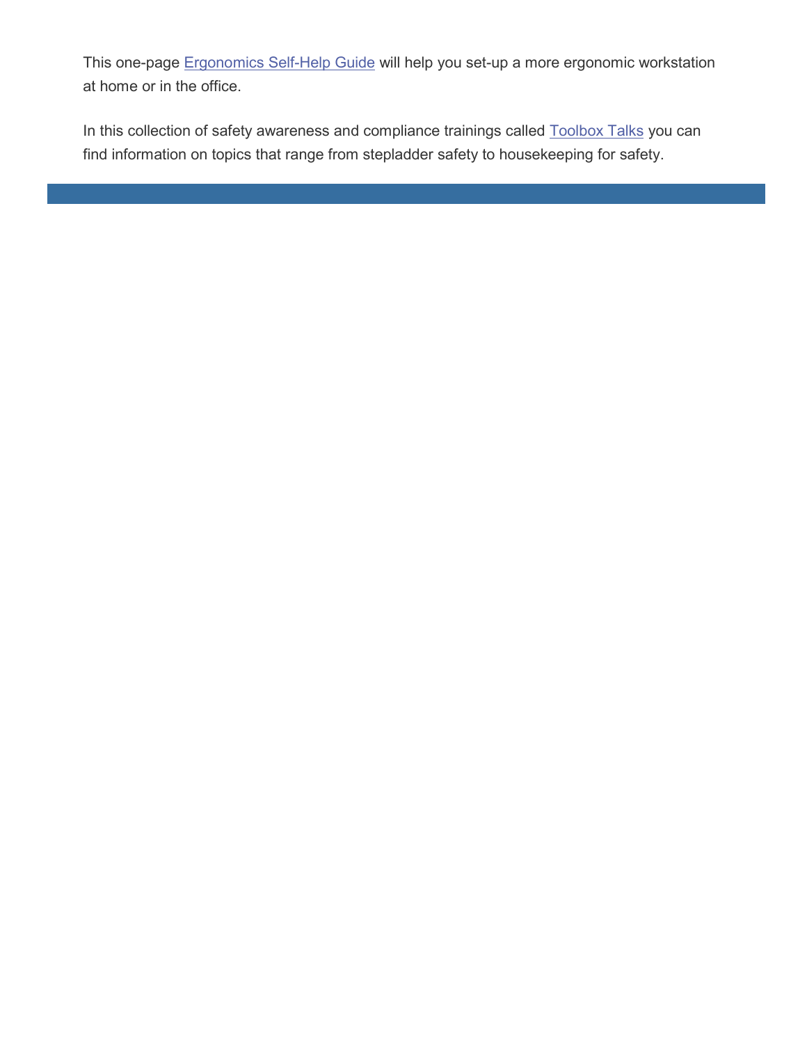This one-page Ergonomics Self-Help Guide will help you set-up a more ergonomic workstation at home or in the office.

In this collection of safety awareness and compliance trainings called Toolbox Talks you can find information on topics that range from stepladder safety to housekeeping for safety.